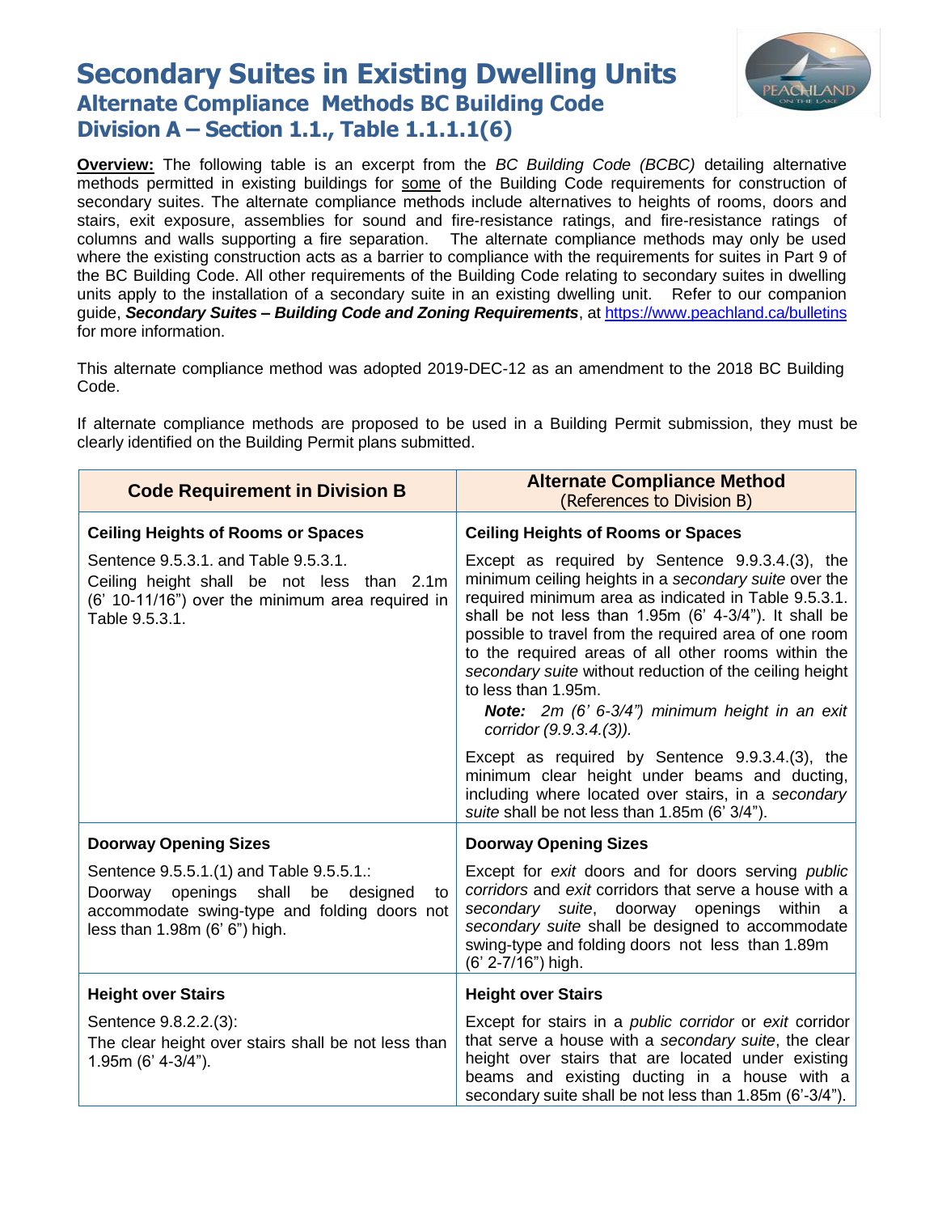# Secondary Suites in Existing Dwelling Units

## Alternate Compliance Methods BC Building Code

## Division A – Section 1.1., Table 1.1.1.1(6)

**Overview:** The following table is an excerpt from the *BC Building Code (BCBC)* detailing alternative methods permitted in existing buildings for some of the Building Code requirements for construction of secondary suites. The alternate compliance methods include alternatives to heights of rooms, doors and stairs, exit exposure, assemblies for sound and fire-resistance ratings, and fire-resistance ratings of columns and walls supporting a fire separation. The alternate compliance methods may only be used where the existing construction acts as a barrier to compliance with the requirements for suites in Part 9 of the BC Building Code. All other requirements of the Building Code relating to secondary suites in dwelling units apply to the installation of a secondary suite in an existing dwelling unit. Refer to our companion guide, ***Secondary Suites – Building Code and Zoning Requirements***, at https://www.peachland.ca/bulletins for more information.

This alternate compliance method was adopted 2019-DEC-12 as an amendment to the 2018 BC Building Code.

If alternate compliance methods are proposed to be used in a Building Permit submission, they must be clearly identified on the Building Permit plans submitted.

| Code Requirement in Division B | Alternate Compliance Method (References to Division B) |
|---|---|
| **Ceiling Heights of Rooms or Spaces**<br><br>Sentence 9.5.3.1. and Table 9.5.3.1.<br>Ceiling height shall be not less than 2.1m (6' 10-11/16") over the minimum area required in Table 9.5.3.1. | **Ceiling Heights of Rooms or Spaces**<br><br>Except as required by Sentence 9.9.3.4.(3), the minimum ceiling heights in a *secondary suite* over the required minimum area as indicated in Table 9.5.3.1. shall be not less than 1.95m (6' 4-3/4"). It shall be possible to travel from the required area of one room to the required areas of all other rooms within the *secondary suite* without reduction of the ceiling height to less than 1.95m.<br>***Note:*** *2m (6' 6-3/4") minimum height in an exit corridor (9.9.3.4.(3)).*<br><br>Except as required by Sentence 9.9.3.4.(3), the minimum clear height under beams and ducting, including where located over stairs, in a *secondary suite* shall be not less than 1.85m (6' 3/4"). |
| **Doorway Opening Sizes**<br><br>Sentence 9.5.5.1.(1) and Table 9.5.5.1.:<br>Doorway openings shall be designed to accommodate swing-type and folding doors not less than 1.98m (6' 6") high. | **Doorway Opening Sizes**<br><br>Except for *exit* doors and for doors serving *public corridors* and *exit* corridors that serve a house with a *secondary suite*, doorway openings within a *secondary suite* shall be designed to accommodate swing-type and folding doors not less than 1.89m (6' 2-7/16") high. |
| **Height over Stairs**<br><br>Sentence 9.8.2.2.(3):<br>The clear height over stairs shall be not less than 1.95m (6' 4-3/4"). | **Height over Stairs**<br><br>Except for stairs in a *public corridor* or *exit* corridor that serve a house with a *secondary suite*, the clear height over stairs that are located under existing beams and existing ducting in a house with a secondary suite shall be not less than 1.85m (6'-3/4"). |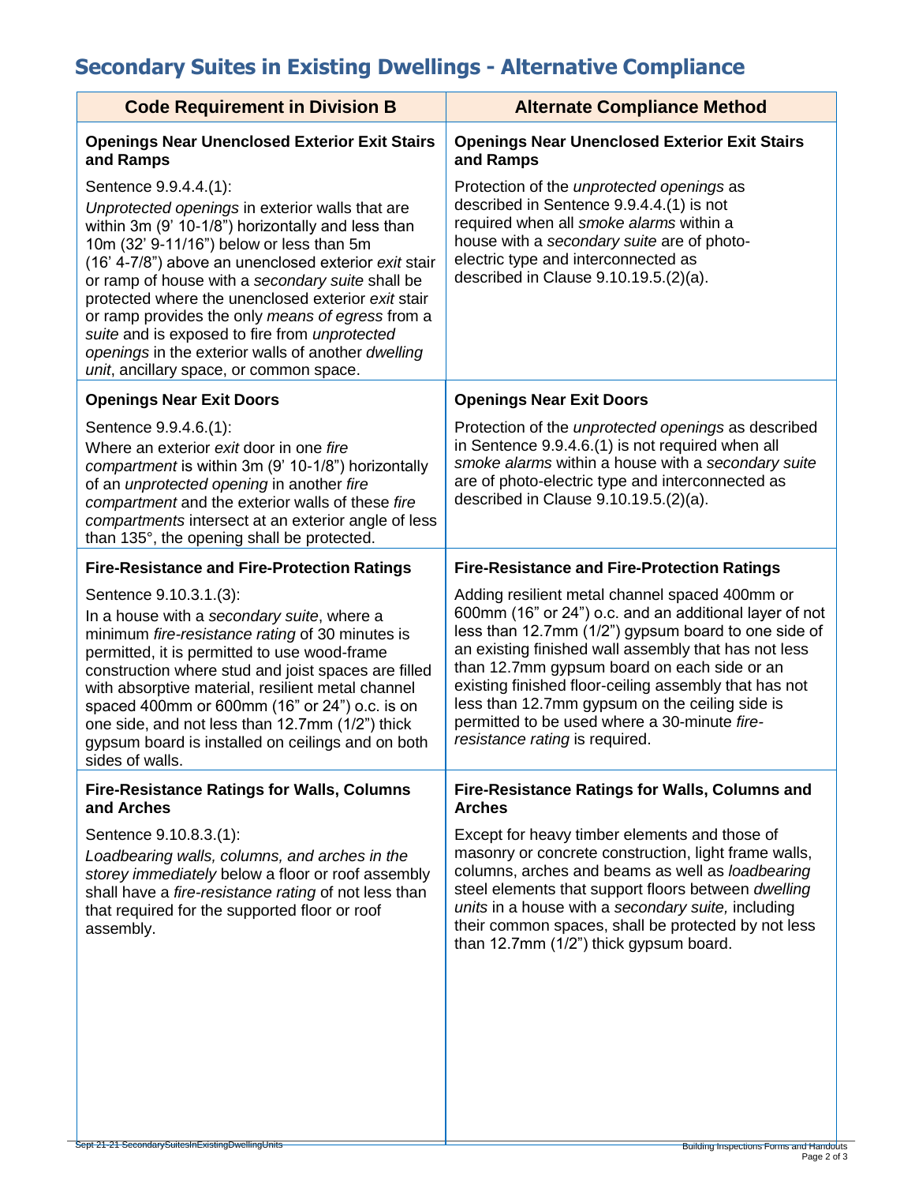# Secondary Suites in Existing Dwellings - Alternative Compliance

| Code Requirement in Division B | Alternate Compliance Method |
|---|---|
| **Openings Near Unenclosed Exterior Exit Stairs and Ramps**<br><br>Sentence 9.9.4.4.(1):<br>*Unprotected openings* in exterior walls that are within 3m (9' 10-1/8") horizontally and less than 10m (32' 9-11/16") below or less than 5m (16' 4-7/8") above an unenclosed exterior *exit* stair or ramp of house with a *secondary suite* shall be protected where the unenclosed exterior *exit* stair or ramp provides the only *means of egress* from a *suite* and is exposed to fire from *unprotected openings* in the exterior walls of another *dwelling unit*, ancillary space, or common space. | **Openings Near Unenclosed Exterior Exit Stairs and Ramps**<br><br>Protection of the *unprotected openings* as described in Sentence 9.9.4.4.(1) is not required when all *smoke alarms* within a house with a *secondary suite* are of photo-electric type and interconnected as described in Clause 9.10.19.5.(2)(a). |
| **Openings Near Exit Doors**<br><br>Sentence 9.9.4.6.(1):<br>Where an exterior *exit* door in one *fire compartment* is within 3m (9' 10-1/8") horizontally of an *unprotected opening* in another *fire compartment* and the exterior walls of these *fire compartments* intersect at an exterior angle of less than 135°, the opening shall be protected. | **Openings Near Exit Doors**<br><br>Protection of the *unprotected openings* as described in Sentence 9.9.4.6.(1) is not required when all *smoke alarms* within a house with a *secondary suite* are of photo-electric type and interconnected as described in Clause 9.10.19.5.(2)(a). |
| **Fire-Resistance and Fire-Protection Ratings**<br><br>Sentence 9.10.3.1.(3):<br>In a house with a *secondary suite*, where a minimum *fire-resistance rating* of 30 minutes is permitted, it is permitted to use wood-frame construction where stud and joist spaces are filled with absorptive material, resilient metal channel spaced 400mm or 600mm (16" or 24") o.c. is on one side, and not less than 12.7mm (1/2") thick gypsum board is installed on ceilings and on both sides of walls. | **Fire-Resistance and Fire-Protection Ratings**<br><br>Adding resilient metal channel spaced 400mm or 600mm (16" or 24") o.c. and an additional layer of not less than 12.7mm (1/2") gypsum board to one side of an existing finished wall assembly that has not less than 12.7mm gypsum board on each side or an existing finished floor-ceiling assembly that has not less than 12.7mm gypsum on the ceiling side is permitted to be used where a 30-minute *fire-resistance rating* is required. |
| **Fire-Resistance Ratings for Walls, Columns and Arches**<br><br>Sentence 9.10.8.3.(1):<br>*Loadbearing walls, columns, and arches in the storey immediately* below a floor or roof assembly shall have a *fire-resistance rating* of not less than that required for the supported floor or roof assembly. | **Fire-Resistance Ratings for Walls, Columns and Arches**<br><br>Except for heavy timber elements and those of masonry or concrete construction, light frame walls, columns, arches and beams as well as *loadbearing* steel elements that support floors between *dwelling units* in a house with a *secondary suite,* including their common spaces, shall be protected by not less than 12.7mm (1/2") thick gypsum board. |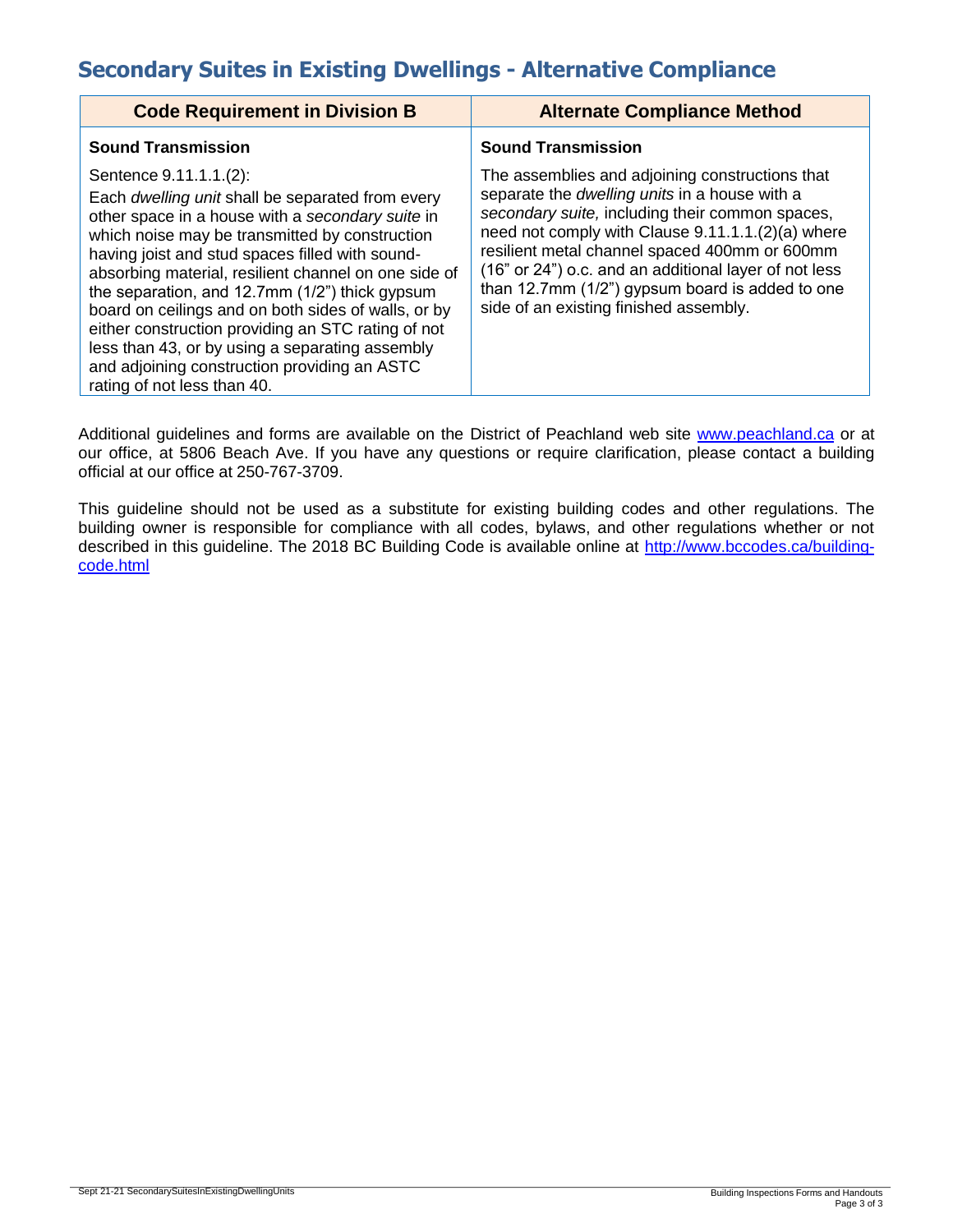## Secondary Suites in Existing Dwellings - Alternative Compliance

| Code Requirement in Division B | Alternate Compliance Method |
|---|---|
| **Sound Transmission**<br><br>Sentence 9.11.1.1.(2):<br>Each *dwelling unit* shall be separated from every other space in a house with a *secondary suite* in which noise may be transmitted by construction having joist and stud spaces filled with sound-absorbing material, resilient channel on one side of the separation, and 12.7mm (1/2") thick gypsum board on ceilings and on both sides of walls, or by either construction providing an STC rating of not less than 43, or by using a separating assembly and adjoining construction providing an ASTC rating of not less than 40. | **Sound Transmission**<br><br>The assemblies and adjoining constructions that separate the *dwelling units* in a house with a *secondary suite,* including their common spaces, need not comply with Clause 9.11.1.1.(2)(a) where resilient metal channel spaced 400mm or 600mm (16" or 24") o.c. and an additional layer of not less than 12.7mm (1/2") gypsum board is added to one side of an existing finished assembly. |

Additional guidelines and forms are available on the District of Peachland web site [www.peachland.ca](www.peachland.ca) or at our office, at 5806 Beach Ave. If you have any questions or require clarification, please contact a building official at our office at 250-767-3709.

This guideline should not be used as a substitute for existing building codes and other regulations. The building owner is responsible for compliance with all codes, bylaws, and other regulations whether or not described in this guideline. The 2018 BC Building Code is available online at [http://www.bccodes.ca/building-code.html](http://www.bccodes.ca/building-code.html)